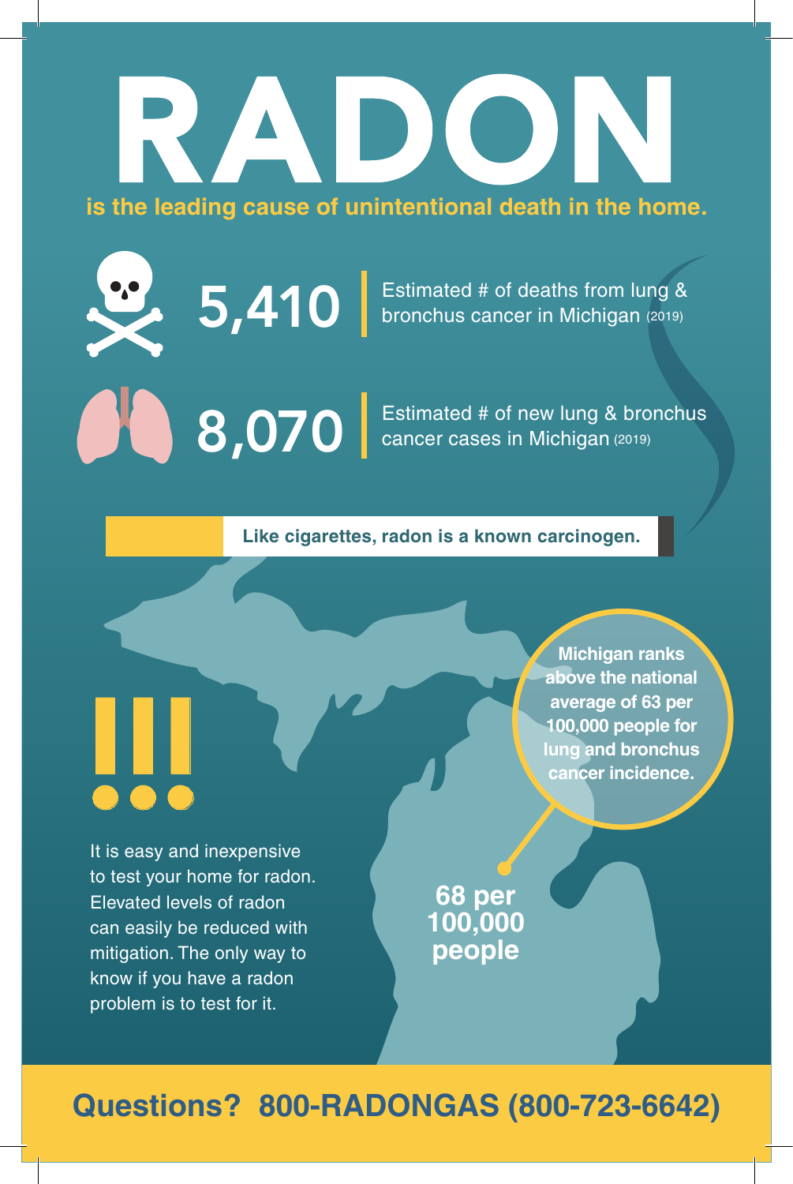# RADON

**is the leading cause of unintentional death in the home.**

**5,410** | Estimated # of deaths from lung & bronchus cancer in Michigan (2019)

**8,070** | Estimated # of new lung & bronchus cancer cases in Michigan (2019)

**Like cigarettes, radon is a known carcinogen.**

**Michigan ranks above the national average of 63 per 100,000 people for lung and bronchus cancer incidence.**

**68 per 100,000 people**

It is easy and inexpensive to test your home for radon. Elevated levels of radon can easily be reduced with mitigation. The only way to know if you have a radon problem is to test for it.

## Questions? 800-RADONGAS (800-723-6642)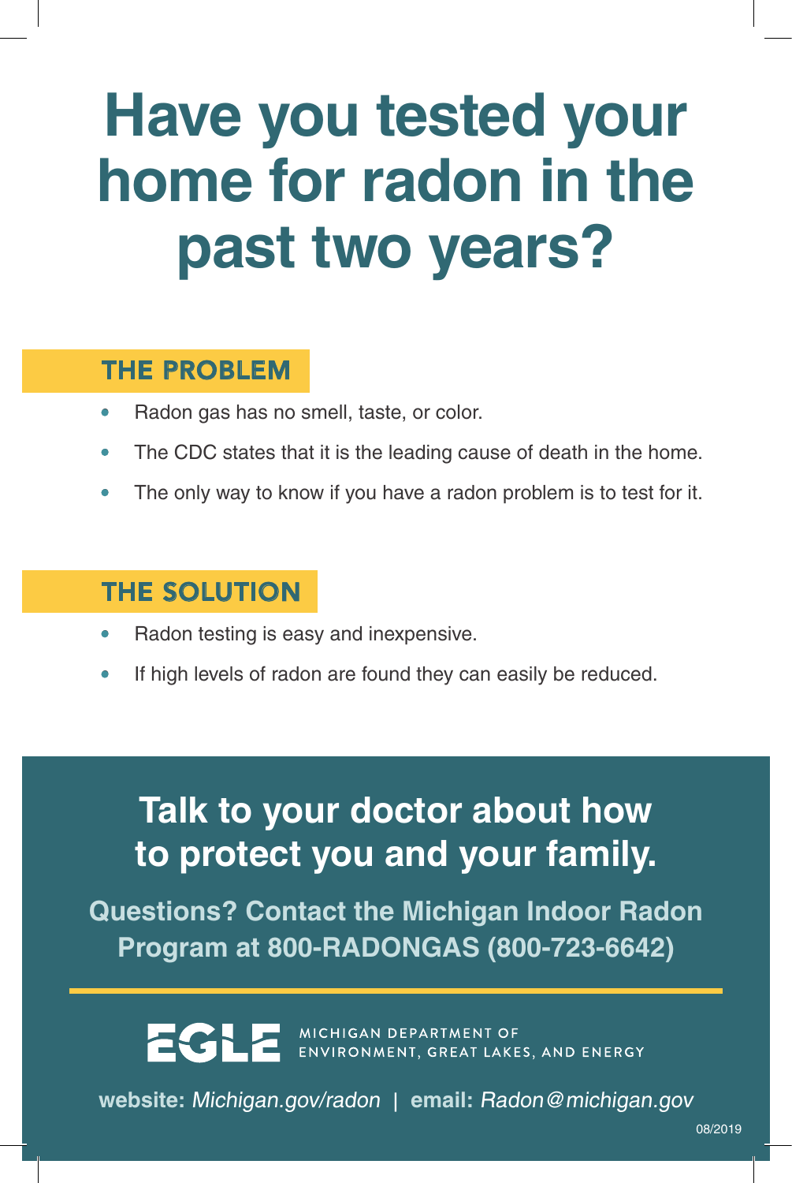# Have you tested your home for radon in the past two years?

## THE PROBLEM

- Radon gas has no smell, taste, or color.
- The CDC states that it is the leading cause of death in the home.
- The only way to know if you have a radon problem is to test for it.

## THE SOLUTION

- Radon testing is easy and inexpensive.
- If high levels of radon are found they can easily be reduced.

## Talk to your doctor about how to protect you and your family.

**Questions? Contact the Michigan Indoor Radon Program at 800-RADONGAS (800-723-6642)**

EGLE MICHIGAN DEPARTMENT OF ENVIRONMENT, GREAT LAKES, AND ENERGY

**website:** *Michigan.gov/radon* | **email:** *Radon@michigan.gov*

08/2019